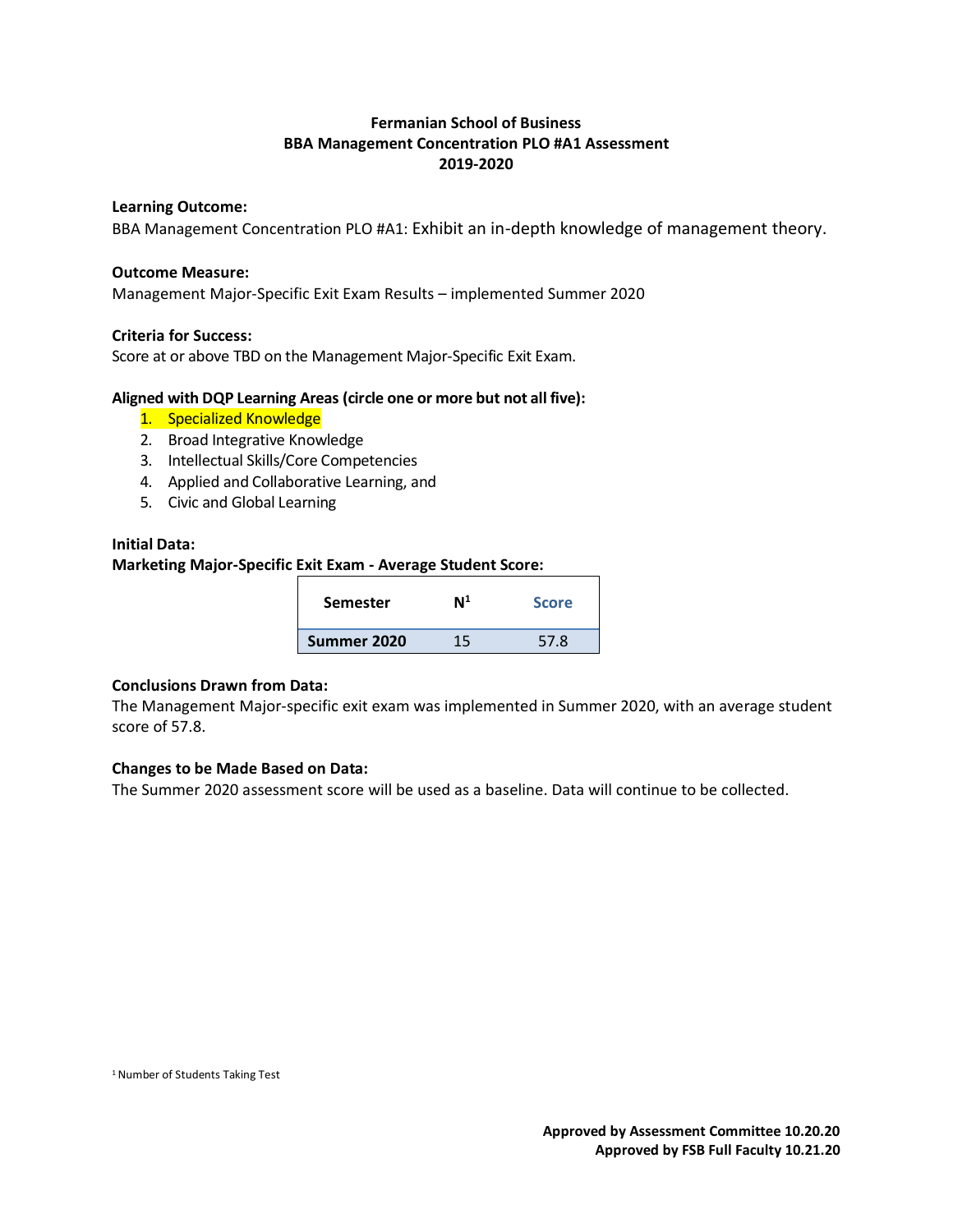**Fermanian School of Business**
**BBA Management Concentration PLO #A1 Assessment**
**2019-2020**

**Learning Outcome:**

BBA Management Concentration PLO #A1: Exhibit an in-depth knowledge of management theory.

**Outcome Measure:**

Management Major-Specific Exit Exam Results – implemented Summer 2020

**Criteria for Success:**

Score at or above TBD on the Management Major-Specific Exit Exam.

**Aligned with DQP Learning Areas (circle one or more but not all five):**

1. Specialized Knowledge
2. Broad Integrative Knowledge
3. Intellectual Skills/Core Competencies
4. Applied and Collaborative Learning, and
5. Civic and Global Learning

**Initial Data:**

**Marketing Major-Specific Exit Exam - Average Student Score:**

| Semester | N[1] | Score |
|---|---|---|
| **Summer 2020** | 15 | 57.8 |

**Conclusions Drawn from Data:**

The Management Major-specific exit exam was implemented in Summer 2020, with an average student score of 57.8.

**Changes to be Made Based on Data:**

The Summer 2020 assessment score will be used as a baseline. Data will continue to be collected.

[1] Number of Students Taking Test

**Approved by Assessment Committee 10.20.20**
**Approved by FSB Full Faculty 10.21.20**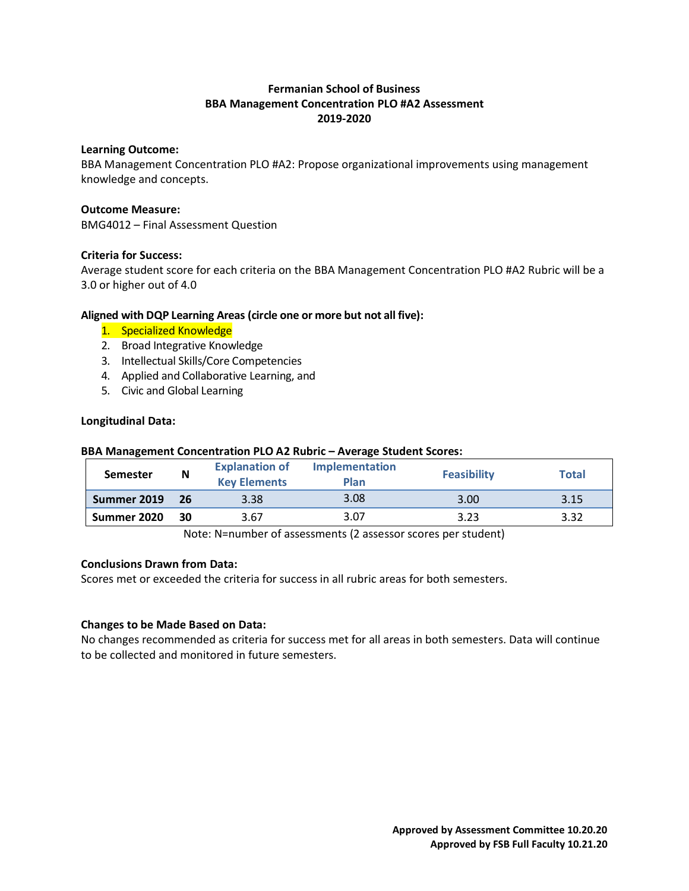**Fermanian School of Business**
**BBA Management Concentration PLO #A2 Assessment**
**2019-2020**

**Learning Outcome:**
BBA Management Concentration PLO #A2: Propose organizational improvements using management knowledge and concepts.

**Outcome Measure:**
BMG4012 – Final Assessment Question

**Criteria for Success:**
Average student score for each criteria on the BBA Management Concentration PLO #A2 Rubric will be a 3.0 or higher out of 4.0

**Aligned with DQP Learning Areas (circle one or more but not all five):**

1. Specialized Knowledge
2. Broad Integrative Knowledge
3. Intellectual Skills/Core Competencies
4. Applied and Collaborative Learning, and
5. Civic and Global Learning

**Longitudinal Data:**

**BBA Management Concentration PLO A2 Rubric – Average Student Scores:**

| Semester | N | Explanation of Key Elements | Implementation Plan | Feasibility | Total |
|---|---|---|---|---|---|
| **Summer 2019** | **26** | 3.38 | 3.08 | 3.00 | 3.15 |
| **Summer 2020** | **30** | 3.67 | 3.07 | 3.23 | 3.32 |

Note: N=number of assessments (2 assessor scores per student)

**Conclusions Drawn from Data:**
Scores met or exceeded the criteria for success in all rubric areas for both semesters.

**Changes to be Made Based on Data:**
No changes recommended as criteria for success met for all areas in both semesters. Data will continue to be collected and monitored in future semesters.

**Approved by Assessment Committee 10.20.20**
**Approved by FSB Full Faculty 10.21.20**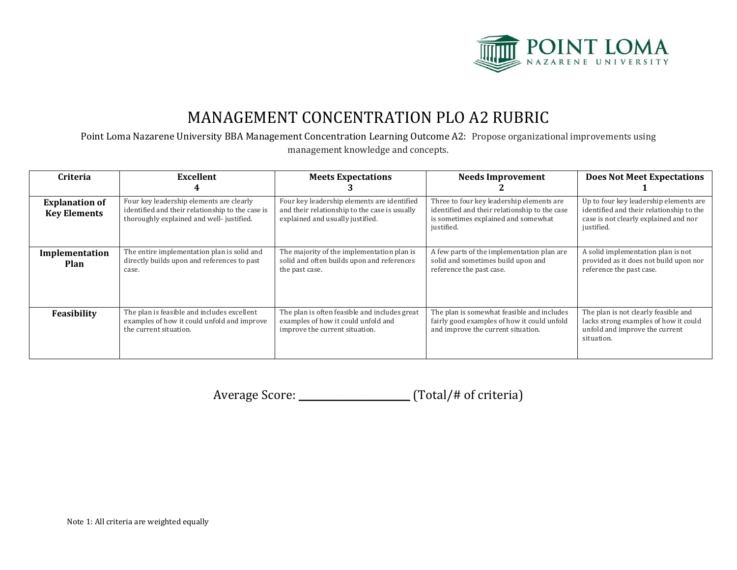# MANAGEMENT CONCENTRATION PLO A2 RUBRIC

Point Loma Nazarene University BBA Management Concentration Learning Outcome A2: Propose organizational improvements using management knowledge and concepts.

| Criteria | Excellent 4 | Meets Expectations 3 | Needs Improvement 2 | Does Not Meet Expectations 1 |
|---|---|---|---|---|
| **Explanation of Key Elements** | Four key leadership elements are clearly identified and their relationship to the case is thoroughly explained and well- justified. | Four key leadership elements are identified and their relationship to the case is usually explained and usually justified. | Three to four key leadership elements are identified and their relationship to the case is sometimes explained and somewhat justified. | Up to four key leadership elements are identified and their relationship to the case is not clearly explained and nor justified. |
| **Implementation Plan** | The entire implementation plan is solid and directly builds upon and references to past case. | The majority of the implementation plan is solid and often builds upon and references the past case. | A few parts of the implementation plan are solid and sometimes build upon and reference the past case. | A solid implementation plan is not provided as it does not build upon nor reference the past case. |
| **Feasibility** | The plan is feasible and includes excellent examples of how it could unfold and improve the current situation. | The plan is often feasible and includes great examples of how it could unfold and improve the current situation. | The plan is somewhat feasible and includes fairly good examples of how it could unfold and improve the current situation. | The plan is not clearly feasible and lacks strong examples of how it could unfold and improve the current situation. |

Average Score: ______________________ (Total/# of criteria)

Note 1: All criteria are weighted equally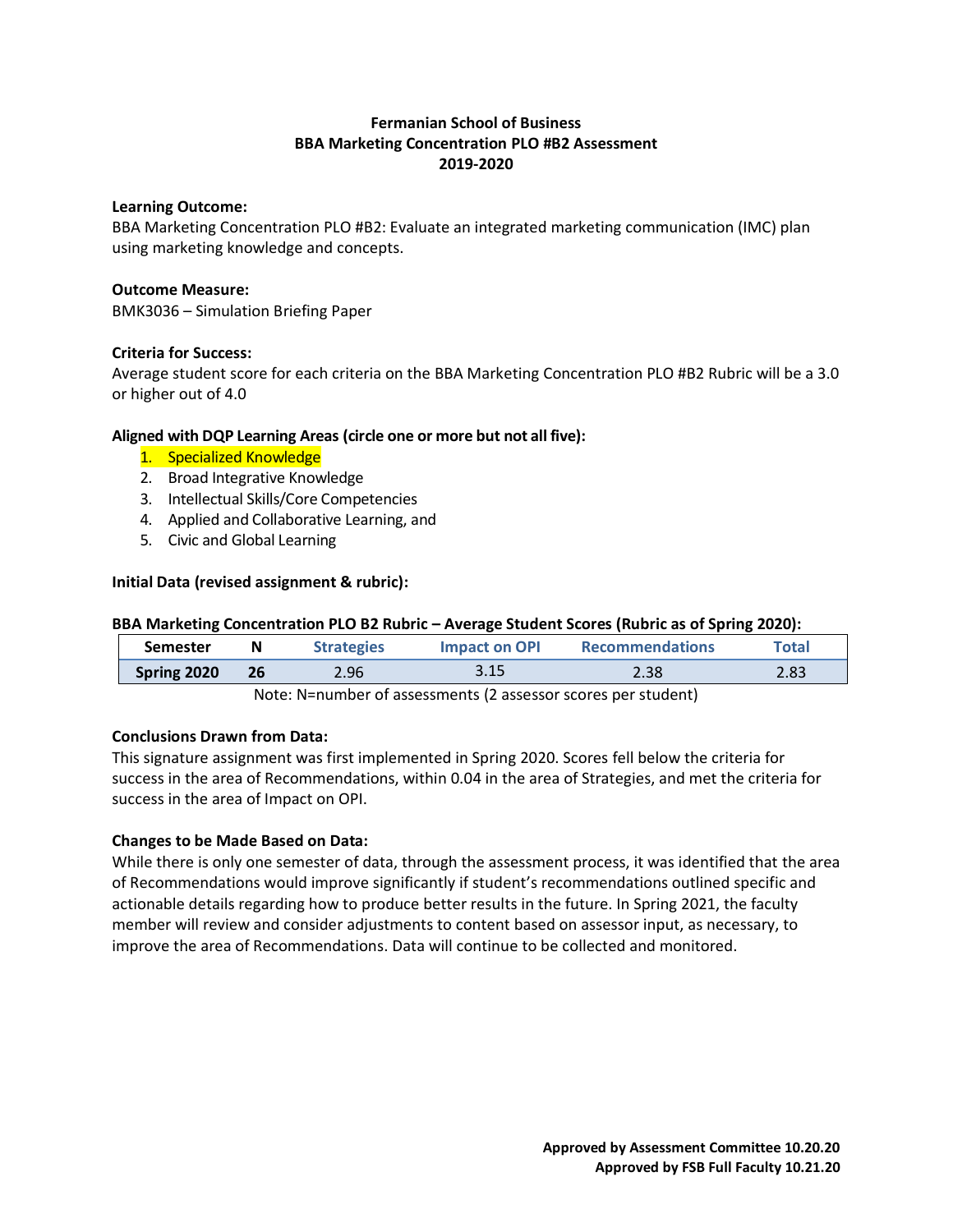**Fermanian School of Business**
**BBA Marketing Concentration PLO #B2 Assessment**
**2019-2020**

**Learning Outcome:**
BBA Marketing Concentration PLO #B2: Evaluate an integrated marketing communication (IMC) plan using marketing knowledge and concepts.

**Outcome Measure:**
BMK3036 – Simulation Briefing Paper

**Criteria for Success:**
Average student score for each criteria on the BBA Marketing Concentration PLO #B2 Rubric will be a 3.0 or higher out of 4.0

**Aligned with DQP Learning Areas (circle one or more but not all five):**

1. Specialized Knowledge
2. Broad Integrative Knowledge
3. Intellectual Skills/Core Competencies
4. Applied and Collaborative Learning, and
5. Civic and Global Learning

**Initial Data (revised assignment & rubric):**

**BBA Marketing Concentration PLO B2 Rubric – Average Student Scores (Rubric as of Spring 2020):**

| Semester | N | Strategies | Impact on OPI | Recommendations | Total |
|---|---|---|---|---|---|
| **Spring 2020** | **26** | 2.96 | 3.15 | 2.38 | 2.83 |

Note: N=number of assessments (2 assessor scores per student)

**Conclusions Drawn from Data:**
This signature assignment was first implemented in Spring 2020. Scores fell below the criteria for success in the area of Recommendations, within 0.04 in the area of Strategies, and met the criteria for success in the area of Impact on OPI.

**Changes to be Made Based on Data:**
While there is only one semester of data, through the assessment process, it was identified that the area of Recommendations would improve significantly if student's recommendations outlined specific and actionable details regarding how to produce better results in the future. In Spring 2021, the faculty member will review and consider adjustments to content based on assessor input, as necessary, to improve the area of Recommendations. Data will continue to be collected and monitored.

**Approved by Assessment Committee 10.20.20**
**Approved by FSB Full Faculty 10.21.20**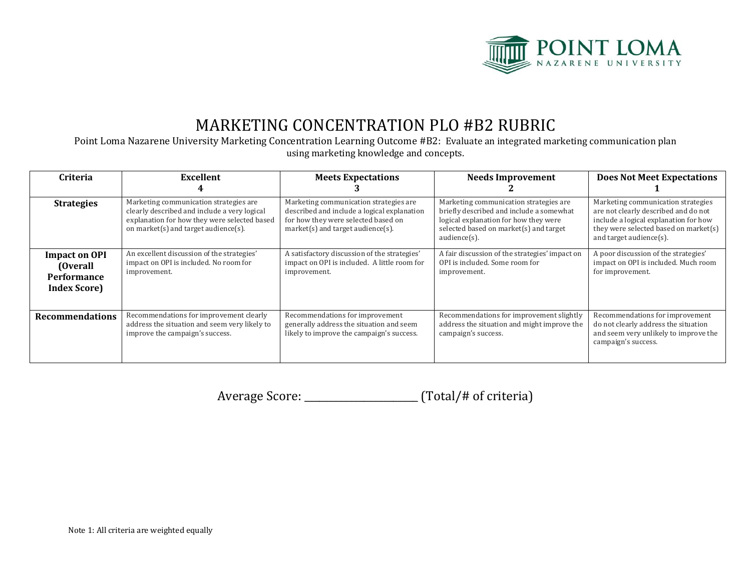# MARKETING CONCENTRATION PLO #B2 RUBRIC

Point Loma Nazarene University Marketing Concentration Learning Outcome #B2: Evaluate an integrated marketing communication plan using marketing knowledge and concepts.

| Criteria | Excellent<br>4 | Meets Expectations<br>3 | Needs Improvement<br>2 | Does Not Meet Expectations<br>1 |
|---|---|---|---|---|
| **Strategies** | Marketing communication strategies are clearly described and include a very logical explanation for how they were selected based on market(s) and target audience(s). | Marketing communication strategies are described and include a logical explanation for how they were selected based on market(s) and target audience(s). | Marketing communication strategies are briefly described and include a somewhat logical explanation for how they were selected based on market(s) and target audience(s). | Marketing communication strategies are not clearly described and do not include a logical explanation for how they were selected based on market(s) and target audience(s). |
| **Impact on OPI (Overall Performance Index Score)** | An excellent discussion of the strategies' impact on OPI is included. No room for improvement. | A satisfactory discussion of the strategies' impact on OPI is included. A little room for improvement. | A fair discussion of the strategies' impact on OPI is included. Some room for improvement. | A poor discussion of the strategies' impact on OPI is included. Much room for improvement. |
| **Recommendations** | Recommendations for improvement clearly address the situation and seem very likely to improve the campaign's success. | Recommendations for improvement generally address the situation and seem likely to improve the campaign's success. | Recommendations for improvement slightly address the situation and might improve the campaign's success. | Recommendations for improvement do not clearly address the situation and seem very unlikely to improve the campaign's success. |

Average Score: ________________________ (Total/# of criteria)

Note 1: All criteria are weighted equally